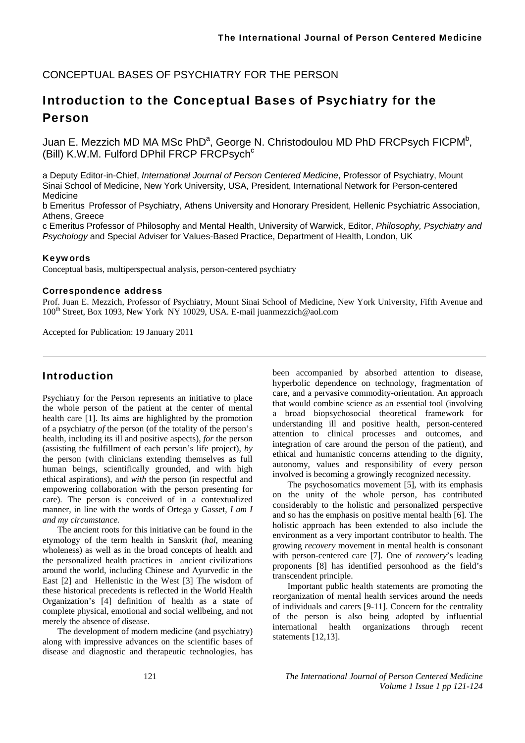CONCEPTUAL BASES OF PSYCHIATRY FOR THE PERSON

# Introduction to the Conceptual Bases of Psychiatry for the Person

Juan E. Mezzich MD MA MSc PhD[a], George N. Christodoulou MD PhD FRCPsych FICPM[b], (Bill) K.W.M. Fulford DPhil FRCP FRCPsych[c]

a Deputy Editor-in-Chief, *International Journal of Person Centered Medicine*, Professor of Psychiatry, Mount Sinai School of Medicine, New York University, USA, President, International Network for Person-centered Medicine

b Emeritus Professor of Psychiatry, Athens University and Honorary President, Hellenic Psychiatric Association, Athens, Greece

c Emeritus Professor of Philosophy and Mental Health, University of Warwick, Editor, *Philosophy, Psychiatry and Psychology* and Special Adviser for Values-Based Practice, Department of Health, London, UK

### Keywords

Conceptual basis, multiperspectual analysis, person-centered psychiatry

### Correspondence address

Prof. Juan E. Mezzich, Professor of Psychiatry, Mount Sinai School of Medicine, New York University, Fifth Avenue and 100th Street, Box 1093, New York NY 10029, USA. E-mail juanmezzich@aol.com

Accepted for Publication: 19 January 2011

## Introduction

Psychiatry for the Person represents an initiative to place the whole person of the patient at the center of mental health care [1]. Its aims are highlighted by the promotion of a psychiatry *of* the person (of the totality of the person's health, including its ill and positive aspects), *for* the person (assisting the fulfillment of each person's life project), *by* the person (with clinicians extending themselves as full human beings, scientifically grounded, and with high ethical aspirations), and *with* the person (in respectful and empowering collaboration with the person presenting for care). The person is conceived of in a contextualized manner, in line with the words of Ortega y Gasset, *I am I and my circumstance.*

The ancient roots for this initiative can be found in the etymology of the term health in Sanskrit (*hal*, meaning wholeness) as well as in the broad concepts of health and the personalized health practices in ancient civilizations around the world, including Chinese and Ayurvedic in the East [2] and Hellenistic in the West [3] The wisdom of these historical precedents is reflected in the World Health Organization's [4] definition of health as a state of complete physical, emotional and social wellbeing, and not merely the absence of disease.

The development of modern medicine (and psychiatry) along with impressive advances on the scientific bases of disease and diagnostic and therapeutic technologies, has been accompanied by absorbed attention to disease, hyperbolic dependence on technology, fragmentation of care, and a pervasive commodity-orientation. An approach that would combine science as an essential tool (involving a broad biopsychosocial theoretical framework for understanding ill and positive health, person-centered attention to clinical processes and outcomes, and integration of care around the person of the patient), and ethical and humanistic concerns attending to the dignity, autonomy, values and responsibility of every person involved is becoming a growingly recognized necessity.

The psychosomatics movement [5], with its emphasis on the unity of the whole person, has contributed considerably to the holistic and personalized perspective and so has the emphasis on positive mental health [6]. The holistic approach has been extended to also include the environment as a very important contributor to health. The growing *recovery* movement in mental health is consonant with person-centered care [7]. One of *recovery*'s leading proponents [8] has identified personhood as the field's transcendent principle.

Important public health statements are promoting the reorganization of mental health services around the needs of individuals and carers [9-11]. Concern for the centrality of the person is also being adopted by influential international health organizations through recent statements [12,13].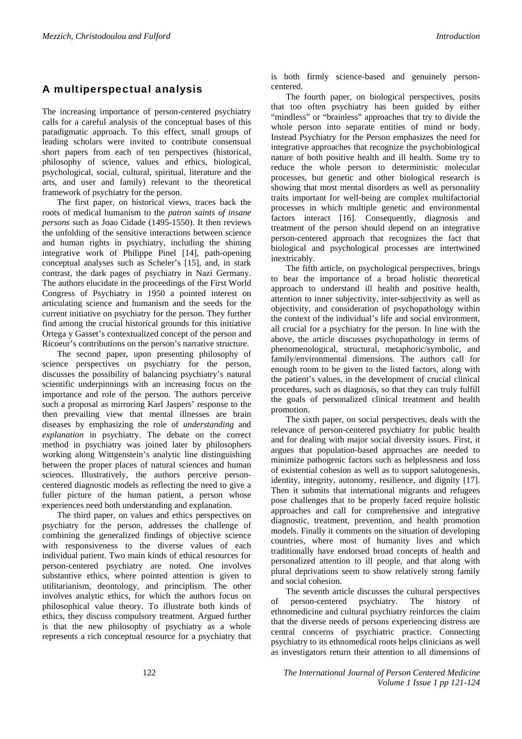## A multiperspectual analysis

The increasing importance of person-centered psychiatry calls for a careful analysis of the conceptual bases of this paradigmatic approach. To this effect, small groups of leading scholars were invited to contribute consensual short papers from each of ten perspectives (historical, philosophy of science, values and ethics, biological, psychological, social, cultural, spiritual, literature and the arts, and user and family) relevant to the theoretical framework of psychiatry for the person.

The first paper, on historical views, traces back the roots of medical humanism to the *patron saints of insane persons* such as Joao Cidade (1495-1550). It then reviews the unfolding of the sensitive interactions between science and human rights in psychiatry, including the shining integrative work of Philippe Pinel [14], path-opening conceptual analyses such as Scheler's [15], and, in stark contrast, the dark pages of psychiatry in Nazi Germany. The authors elucidate in the proceedings of the First World Congress of Psychiatry in 1950 a pointed interest on articulating science and humanism and the seeds for the current initiative on psychiatry for the person. They further find among the crucial historical grounds for this initiative Ortega y Gasset's contextualized concept of the person and Ricoeur's contributions on the person's narrative structure.

The second paper, upon presenting philosophy of science perspectives on psychiatry for the person, discusses the possibility of balancing psychiatry's natural scientific underpinnings with an increasing focus on the importance and role of the person. The authors perceive such a proposal as mirroring Karl Jaspers' response to the then prevailing view that mental illnesses are brain diseases by emphasizing the role of *understanding* and *explanation* in psychiatry. The debate on the correct method in psychiatry was joined later by philosophers working along Wittgenstein's analytic line distinguishing between the proper places of natural sciences and human sciences. Illustratively, the authors perceive person-centered diagnostic models as reflecting the need to give a fuller picture of the human patient, a person whose experiences need both understanding and explanation.

The third paper, on values and ethics perspectives on psychiatry for the person, addresses the challenge of combining the generalized findings of objective science with responsiveness to the diverse values of each individual patient. Two main kinds of ethical resources for person-centered psychiatry are noted. One involves substantive ethics, where pointed attention is given to utilitarianism, deontology, and principlism. The other involves analytic ethics, for which the authors focus on philosophical value theory. To illustrate both kinds of ethics, they discuss compulsory treatment. Argued further is that the new philosophy of psychiatry as a whole represents a rich conceptual resource for a psychiatry that is both firmly science-based and genuinely person-centered.

The fourth paper, on biological perspectives, posits that too often psychiatry has been guided by either "mindless" or "brainless" approaches that try to divide the whole person into separate entities of mind or body. Instead Psychiatry for the Person emphasizes the need for integrative approaches that recognize the psychobiological nature of both positive health and ill health. Some try to reduce the whole person to deterministic molecular processes, but genetic and other biological research is showing that most mental disorders as well as personality traits important for well-being are complex multifactorial processes in which multiple genetic and environmental factors interact [16]. Consequently, diagnosis and treatment of the person should depend on an integrative person-centered approach that recognizes the fact that biological and psychological processes are intertwined inextricably.

The fifth article, on psychological perspectives, brings to bear the importance of a broad holistic theoretical approach to understand ill health and positive health, attention to inner subjectivity, inter-subjectivity as well as objectivity, and consideration of psychopathology within the context of the individual's life and social environment, all crucial for a psychiatry for the person. In line with the above, the article discusses psychopathology in terms of phenomenological, structural, metaphoric/symbolic, and family/environmental dimensions. The authors call for enough room to be given to the listed factors, along with the patient's values, in the development of crucial clinical procedures, such as diagnosis, so that they can truly fulfill the goals of personalized clinical treatment and health promotion.

The sixth paper, on social perspectives, deals with the relevance of person-centered psychiatry for public health and for dealing with major social diversity issues. First, it argues that population-based approaches are needed to minimize pathogenic factors such as helplessness and loss of existential cohesion as well as to support salutogenesis, identity, integrity, autonomy, resilience, and dignity [17]. Then it submits that international migrants and refugees pose challenges that to be properly faced require holistic approaches and call for comprehensive and integrative diagnostic, treatment, prevention, and health promotion models. Finally it comments on the situation of developing countries, where most of humanity lives and which traditionally have endorsed broad concepts of health and personalized attention to ill people, and that along with plural deprivations seem to show relatively strong family and social cohesion.

The seventh article discusses the cultural perspectives of person-centered psychiatry. The history of ethnomedicine and cultural psychiatry reinforces the claim that the diverse needs of persons experiencing distress are central concerns of psychiatric practice. Connecting psychiatry to its ethnomedical roots helps clinicians as well as investigators return their attention to all dimensions of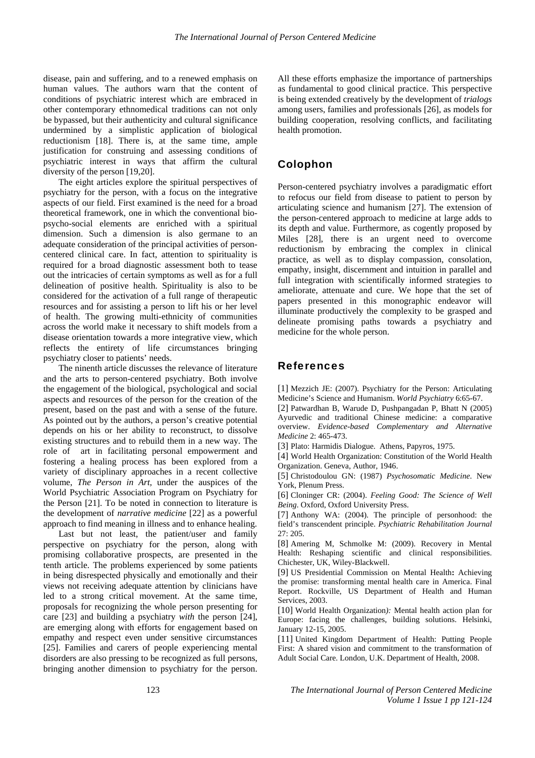disease, pain and suffering, and to a renewed emphasis on human values. The authors warn that the content of conditions of psychiatric interest which are embraced in other contemporary ethnomedical traditions can not only be bypassed, but their authenticity and cultural significance undermined by a simplistic application of biological reductionism [18]. There is, at the same time, ample justification for construing and assessing conditions of psychiatric interest in ways that affirm the cultural diversity of the person [19,20].

The eight articles explore the spiritual perspectives of psychiatry for the person, with a focus on the integrative aspects of our field. First examined is the need for a broad theoretical framework, one in which the conventional bio-psycho-social elements are enriched with a spiritual dimension. Such a dimension is also germane to an adequate consideration of the principal activities of person-centered clinical care. In fact, attention to spirituality is required for a broad diagnostic assessment both to tease out the intricacies of certain symptoms as well as for a full delineation of positive health. Spirituality is also to be considered for the activation of a full range of therapeutic resources and for assisting a person to lift his or her level of health. The growing multi-ethnicity of communities across the world make it necessary to shift models from a disease orientation towards a more integrative view, which reflects the entirety of life circumstances bringing psychiatry closer to patients' needs.

The ninenth article discusses the relevance of literature and the arts to person-centered psychiatry. Both involve the engagement of the biological, psychological and social aspects and resources of the person for the creation of the present, based on the past and with a sense of the future. As pointed out by the authors, a person's creative potential depends on his or her ability to reconstruct, to dissolve existing structures and to rebuild them in a new way. The role of art in facilitating personal empowerment and fostering a healing process has been explored from a variety of disciplinary approaches in a recent collective volume, *The Person in Art*, under the auspices of the World Psychiatric Association Program on Psychiatry for the Person [21]. To be noted in connection to literature is the development of *narrative medicine* [22] as a powerful approach to find meaning in illness and to enhance healing.

Last but not least, the patient/user and family perspective on psychiatry for the person, along with promising collaborative prospects, are presented in the tenth article. The problems experienced by some patients in being disrespected physically and emotionally and their views not receiving adequate attention by clinicians have led to a strong critical movement. At the same time, proposals for recognizing the whole person presenting for care [23] and building a psychiatry *with* the person [24], are emerging along with efforts for engagement based on empathy and respect even under sensitive circumstances [25]. Families and carers of people experiencing mental disorders are also pressing to be recognized as full persons, bringing another dimension to psychiatry for the person. All these efforts emphasize the importance of partnerships as fundamental to good clinical practice. This perspective is being extended creatively by the development of *trialogs* among users, families and professionals [26], as models for building cooperation, resolving conflicts, and facilitating health promotion.

## Colophon

Person-centered psychiatry involves a paradigmatic effort to refocus our field from disease to patient to person by articulating science and humanism [27]. The extension of the person-centered approach to medicine at large adds to its depth and value. Furthermore, as cogently proposed by Miles [28], there is an urgent need to overcome reductionism by embracing the complex in clinical practice, as well as to display compassion, consolation, empathy, insight, discernment and intuition in parallel and full integration with scientifically informed strategies to ameliorate, attenuate and cure. We hope that the set of papers presented in this monographic endeavor will illuminate productively the complexity to be grasped and delineate promising paths towards a psychiatry and medicine for the whole person.

## References

[1] Mezzich JE: (2007). Psychiatry for the Person: Articulating Medicine's Science and Humanism. *World Psychiatry* 6:65-67.

[2] Patwardhan B, Warude D, Pushpangadan P, Bhatt N (2005) Ayurvedic and traditional Chinese medicine: a comparative overview. *Evidence-based Complementary and Alternative Medicine* 2: 465-473.

[3] Plato: Harmidis Dialogue. Athens, Papyros, 1975.

[4] World Health Organization: Constitution of the World Health Organization. Geneva, Author, 1946.

[5] Christodoulou GN: (1987) *Psychosomatic Medicine*. New York, Plenum Press.

[6] Cloninger CR: (2004). *Feeling Good: The Science of Well Being*. Oxford, Oxford University Press.

[7] Anthony WA: (2004). The principle of personhood: the field's transcendent principle. *Psychiatric Rehabilitation Journal* 27: 205.

[8] Amering M, Schmolke M: (2009). Recovery in Mental Health: Reshaping scientific and clinical responsibilities. Chichester, UK, Wiley-Blackwell.

[9] US Presidential Commission on Mental Health**:** Achieving the promise: transforming mental health care in America. Final Report. Rockville, US Department of Health and Human Services, 2003.

[10] World Health Organization*):* Mental health action plan for Europe: facing the challenges, building solutions. Helsinki, January 12-15, 2005.

[11] United Kingdom Department of Health: Putting People First: A shared vision and commitment to the transformation of Adult Social Care. London, U.K. Department of Health, 2008.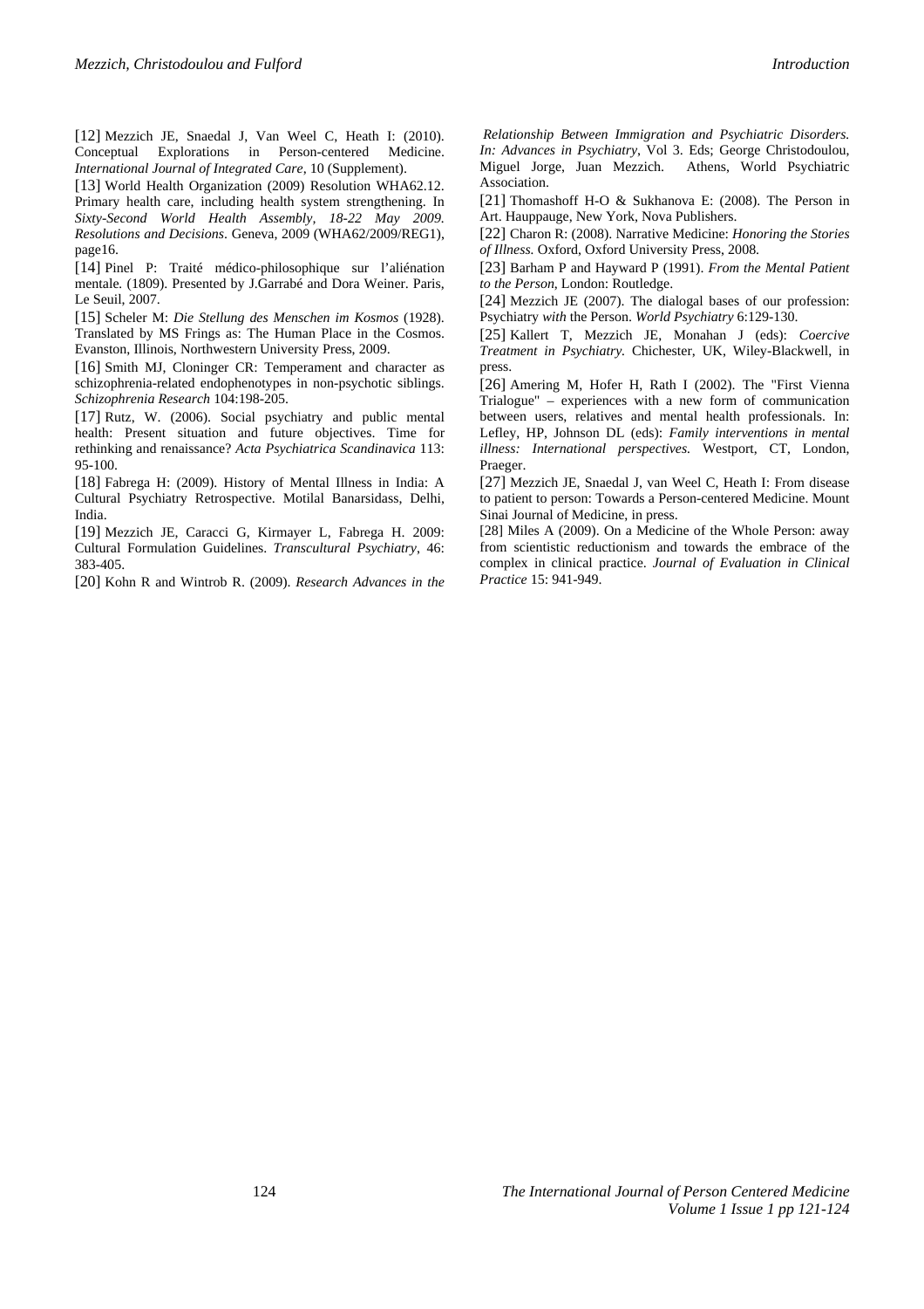[12] Mezzich JE, Snaedal J, Van Weel C, Heath I: (2010). Conceptual Explorations in Person-centered Medicine. *International Journal of Integrated Care*, 10 (Supplement).

[13] World Health Organization (2009) Resolution WHA62.12. Primary health care, including health system strengthening. In *Sixty-Second World Health Assembly, 18-22 May 2009. Resolutions and Decisions*. Geneva, 2009 (WHA62/2009/REG1), page16.

[14] Pinel P: Traité médico-philosophique sur l'aliénation mentale. (1809). Presented by J.Garrabé and Dora Weiner. Paris, Le Seuil, 2007.

[15] Scheler M: *Die Stellung des Menschen im Kosmos* (1928). Translated by MS Frings as: The Human Place in the Cosmos. Evanston, Illinois, Northwestern University Press, 2009.

[16] Smith MJ, Cloninger CR: Temperament and character as schizophrenia-related endophenotypes in non-psychotic siblings. *Schizophrenia Research* 104:198-205.

[17] Rutz, W. (2006). Social psychiatry and public mental health: Present situation and future objectives. Time for rethinking and renaissance? *Acta Psychiatrica Scandinavica* 113: 95-100.

[18] Fabrega H: (2009). History of Mental Illness in India: A Cultural Psychiatry Retrospective. Motilal Banarsidass, Delhi, India.

[19] Mezzich JE, Caracci G, Kirmayer L, Fabrega H. 2009: Cultural Formulation Guidelines. *Transcultural Psychiatry*, 46: 383-405.

[20] Kohn R and Wintrob R. (2009). *Research Advances in the Relationship Between Immigration and Psychiatric Disorders. In: Advances in Psychiatry*, Vol 3. Eds; George Christodoulou, Miguel Jorge, Juan Mezzich. Athens, World Psychiatric Association.

[21] Thomashoff H-O & Sukhanova E: (2008). The Person in Art. Hauppauge, New York, Nova Publishers.

[22] Charon R: (2008). Narrative Medicine: *Honoring the Stories of Illness.* Oxford, Oxford University Press, 2008*.*

[23] Barham P and Hayward P (1991). *From the Mental Patient to the Person*, London: Routledge.

[24] Mezzich JE (2007). The dialogal bases of our profession: Psychiatry *with* the Person. *World Psychiatry* 6:129-130.

[25] Kallert T, Mezzich JE, Monahan J (eds): *Coercive Treatment in Psychiatry.* Chichester, UK, Wiley-Blackwell, in press.

[26] Amering M, Hofer H, Rath I (2002). The "First Vienna Trialogue" – experiences with a new form of communication between users, relatives and mental health professionals. In: Lefley, HP, Johnson DL (eds): *Family interventions in mental illness: International perspectives.* Westport, CT, London, Praeger.

[27] Mezzich JE, Snaedal J, van Weel C, Heath I: From disease to patient to person: Towards a Person-centered Medicine. Mount Sinai Journal of Medicine, in press.

[28] Miles A (2009). On a Medicine of the Whole Person: away from scientistic reductionism and towards the embrace of the complex in clinical practice. *Journal of Evaluation in Clinical Practice* 15: 941-949.